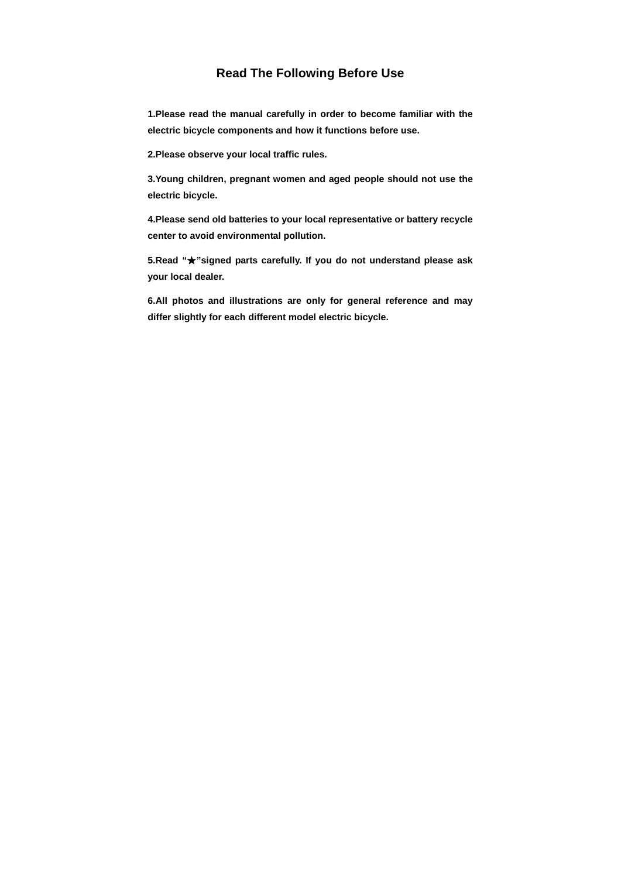# Read The Following Before Use

**1.Please read the manual carefully in order to become familiar with the electric bicycle components and how it functions before use.**

**2.Please observe your local traffic rules.**

**3.Young children, pregnant women and aged people should not use the electric bicycle.**

**4.Please send old batteries to your local representative or battery recycle center to avoid environmental pollution.**

**5.Read “★”signed parts carefully. If you do not understand please ask your local dealer.**

**6.All photos and illustrations are only for general reference and may differ slightly for each different model electric bicycle.**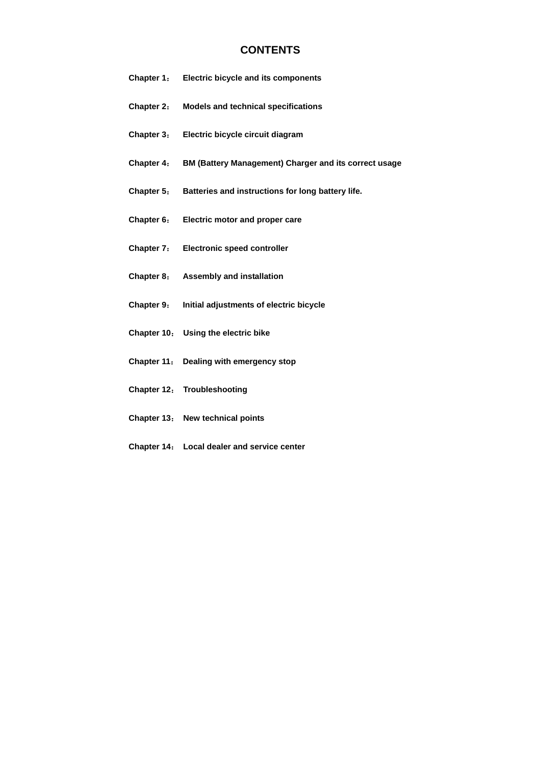# CONTENTS

**Chapter 1：　Electric bicycle and its components**

**Chapter 2：　Models and technical specifications**

**Chapter 3：　Electric bicycle circuit diagram**

**Chapter 4：　BM (Battery Management) Charger and its correct usage**

**Chapter 5：　Batteries and instructions for long battery life.**

**Chapter 6：　Electric motor and proper care**

**Chapter 7：　Electronic speed controller**

**Chapter 8：　Assembly and installation**

**Chapter 9：　Initial adjustments of electric bicycle**

**Chapter 10：　Using the electric bike**

**Chapter 11：　Dealing with emergency stop**

**Chapter 12：　Troubleshooting**

**Chapter 13：　New technical points**

**Chapter 14：　Local dealer and service center**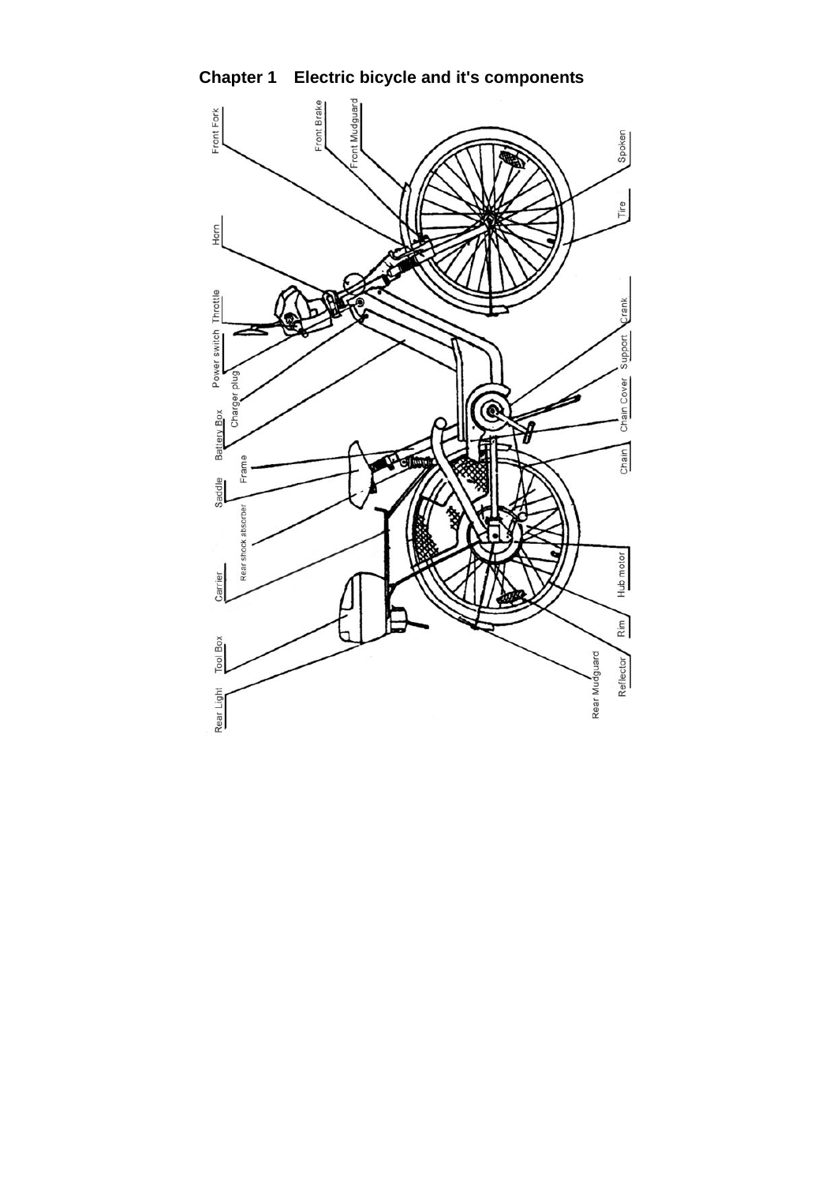## Chapter 1 Electric bicycle and it's components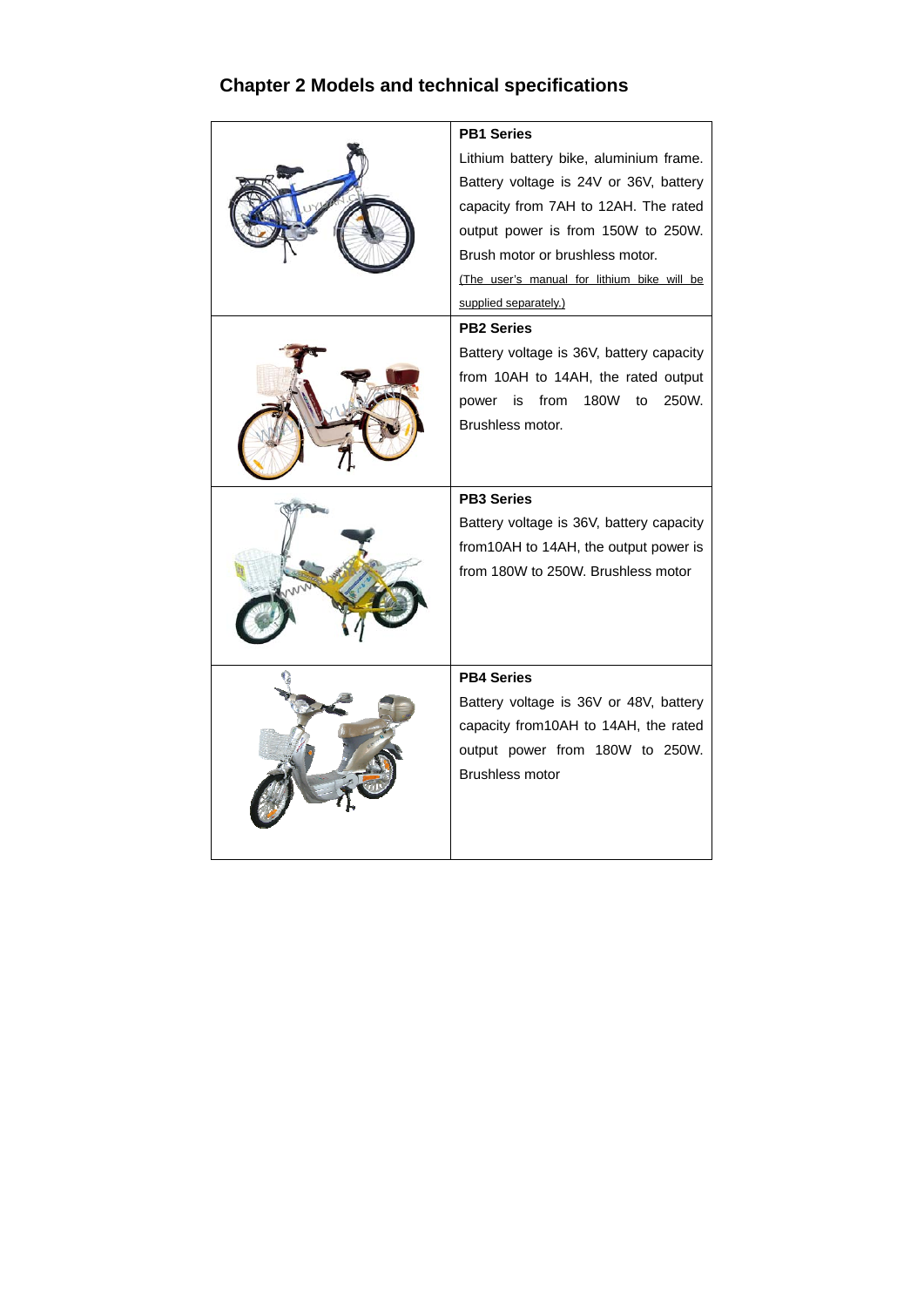## Chapter 2 Models and technical specifications

| | |
|---|---|
| | **PB1 Series**<br>Lithium battery bike, aluminium frame. Battery voltage is 24V or 36V, battery capacity from 7AH to 12AH. The rated output power is from 150W to 250W. Brush motor or brushless motor.<br><u>(The user's manual for lithium bike will be supplied separately.)</u> |
| | **PB2 Series**<br>Battery voltage is 36V, battery capacity from 10AH to 14AH, the rated output power is from 180W to 250W. Brushless motor. |
| | **PB3 Series**<br>Battery voltage is 36V, battery capacity from10AH to 14AH, the output power is from 180W to 250W. Brushless motor |
| | **PB4 Series**<br>Battery voltage is 36V or 48V, battery capacity from10AH to 14AH, the rated output power from 180W to 250W. Brushless motor |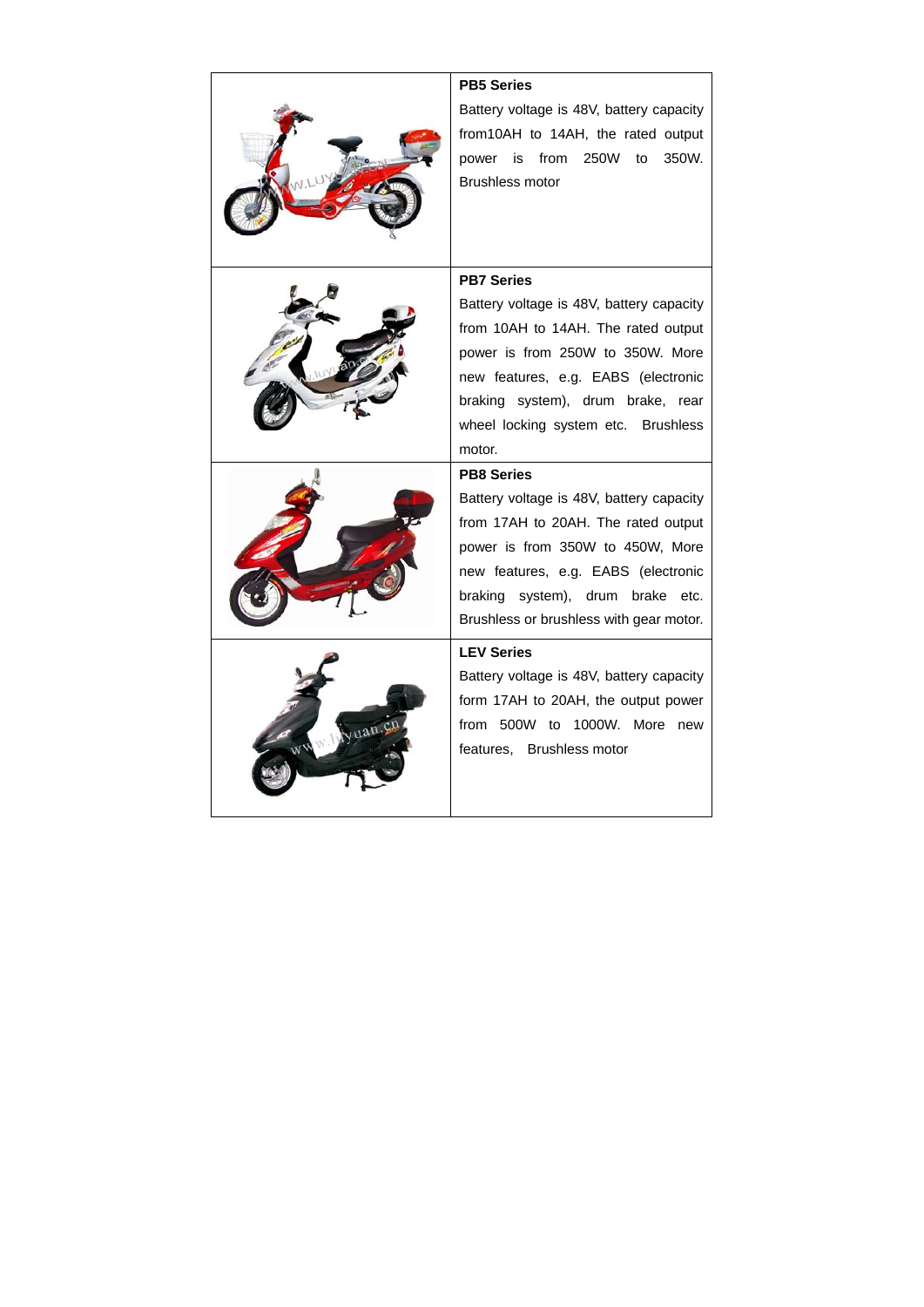| | |
|---|---|
| | **PB5 Series**<br>Battery voltage is 48V, battery capacity from10AH to 14AH, the rated output power is from 250W to 350W. Brushless motor |
| | **PB7 Series**<br>Battery voltage is 48V, battery capacity from 10AH to 14AH. The rated output power is from 250W to 350W. More new features, e.g. EABS (electronic braking system), drum brake, rear wheel locking system etc. Brushless motor. |
| | **PB8 Series**<br>Battery voltage is 48V, battery capacity from 17AH to 20AH. The rated output power is from 350W to 450W, More new features, e.g. EABS (electronic braking system), drum brake etc. Brushless or brushless with gear motor. |
| | **LEV Series**<br>Battery voltage is 48V, battery capacity form 17AH to 20AH, the output power from 500W to 1000W. More new features, Brushless motor |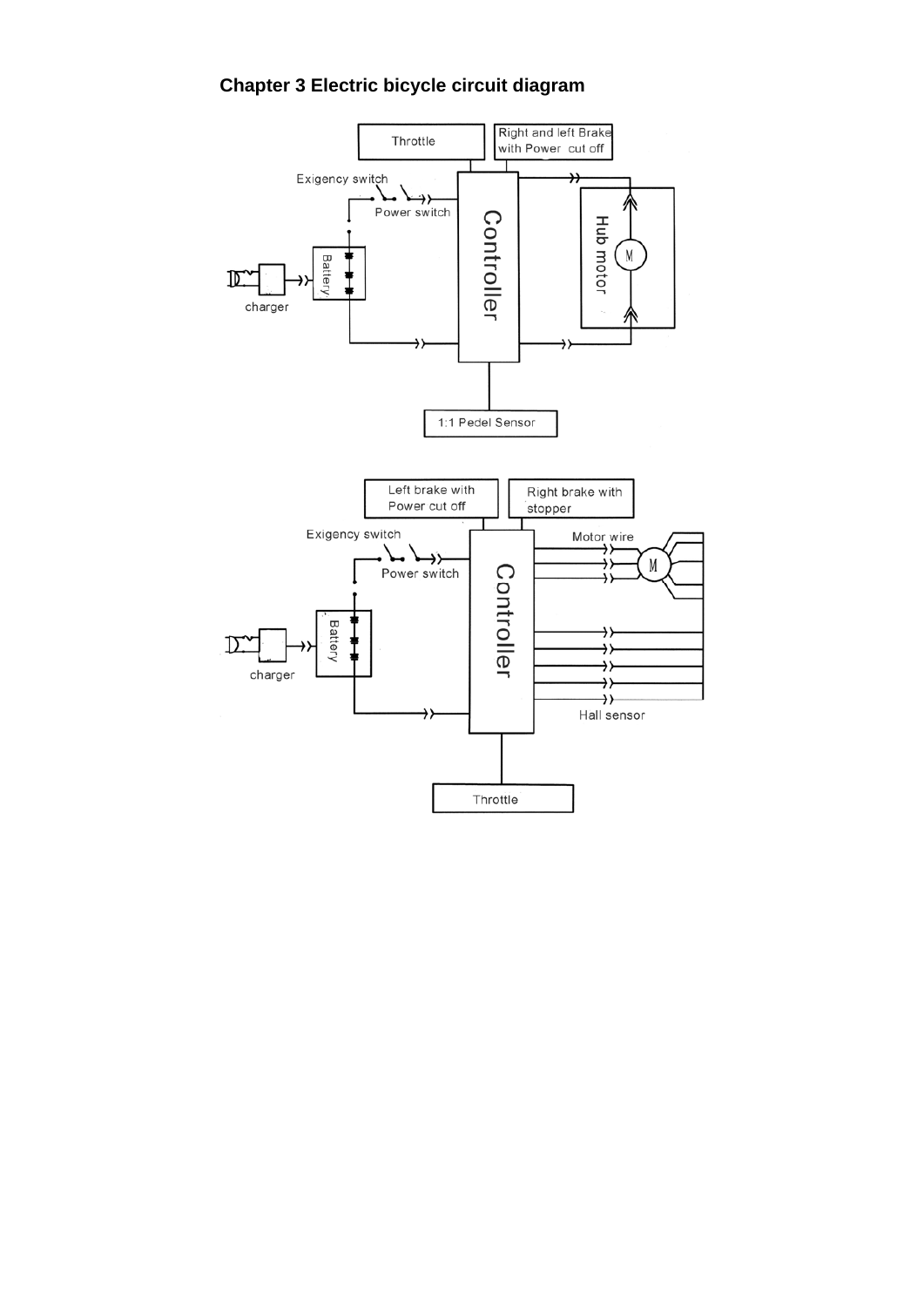## Chapter 3 Electric bicycle circuit diagram

Throttle

Right and left Brake with Power cut off

Exigency switch

Power switch

Battery

charger

Controller

Hub motor

M

1:1 Pedel Sensor

Left brake with Power cut off

Right brake with stopper

Exigency switch

Power switch

Motor wire

M

Battery

charger

Controller

Hall sensor

Throttle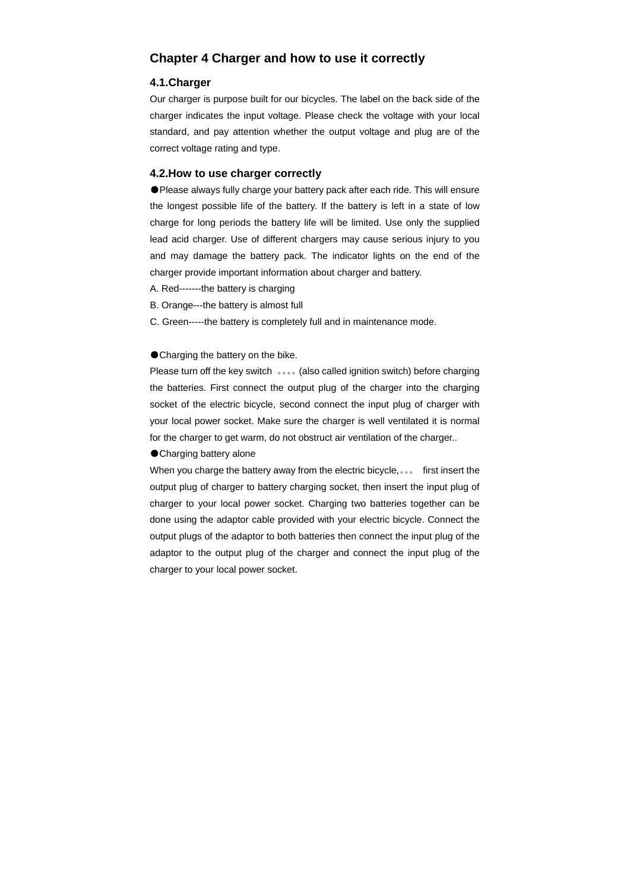## Chapter 4 Charger and how to use it correctly

### 4.1.Charger

Our charger is purpose built for our bicycles. The label on the back side of the charger indicates the input voltage. Please check the voltage with your local standard, and pay attention whether the output voltage and plug are of the correct voltage rating and type.

### 4.2.How to use charger correctly

●Please always fully charge your battery pack after each ride. This will ensure the longest possible life of the battery. If the battery is left in a state of low charge for long periods the battery life will be limited. Use only the supplied lead acid charger. Use of different chargers may cause serious injury to you and may damage the battery pack. The indicator lights on the end of the charger provide important information about charger and battery.

A. Red-------the battery is charging

B. Orange---the battery is almost full

C. Green-----the battery is completely full and in maintenance mode.

●Charging the battery on the bike.

Please turn off the key switch 。。。。(also called ignition switch) before charging the batteries. First connect the output plug of the charger into the charging socket of the electric bicycle, second connect the input plug of charger with your local power socket. Make sure the charger is well ventilated it is normal for the charger to get warm, do not obstruct air ventilation of the charger..

●Charging battery alone

When you charge the battery away from the electric bicycle,。。。 first insert the output plug of charger to battery charging socket, then insert the input plug of charger to your local power socket. Charging two batteries together can be done using the adaptor cable provided with your electric bicycle. Connect the output plugs of the adaptor to both batteries then connect the input plug of the adaptor to the output plug of the charger and connect the input plug of the charger to your local power socket.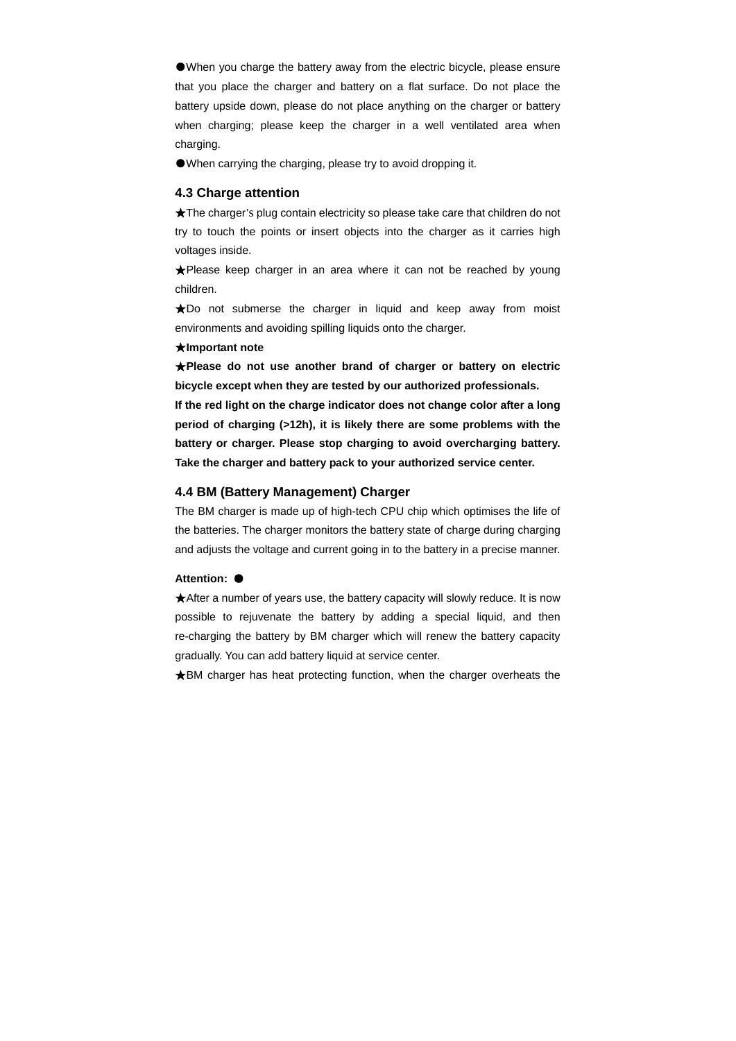●When you charge the battery away from the electric bicycle, please ensure that you place the charger and battery on a flat surface. Do not place the battery upside down, please do not place anything on the charger or battery when charging; please keep the charger in a well ventilated area when charging.

●When carrying the charging, please try to avoid dropping it.

### 4.3 Charge attention

★The charger's plug contain electricity so please take care that children do not try to touch the points or insert objects into the charger as it carries high voltages inside.

★Please keep charger in an area where it can not be reached by young children.

★Do not submerse the charger in liquid and keep away from moist environments and avoiding spilling liquids onto the charger.

★**Important note**

★**Please do not use another brand of charger or battery on electric bicycle except when they are tested by our authorized professionals.**

**If the red light on the charge indicator does not change color after a long period of charging (>12h), it is likely there are some problems with the battery or charger. Please stop charging to avoid overcharging battery. Take the charger and battery pack to your authorized service center.**

### 4.4 BM (Battery Management) Charger

The BM charger is made up of high-tech CPU chip which optimises the life of the batteries. The charger monitors the battery state of charge during charging and adjusts the voltage and current going in to the battery in a precise manner.

**Attention:** ●

★After a number of years use, the battery capacity will slowly reduce. It is now possible to rejuvenate the battery by adding a special liquid, and then re-charging the battery by BM charger which will renew the battery capacity gradually. You can add battery liquid at service center.

★BM charger has heat protecting function, when the charger overheats the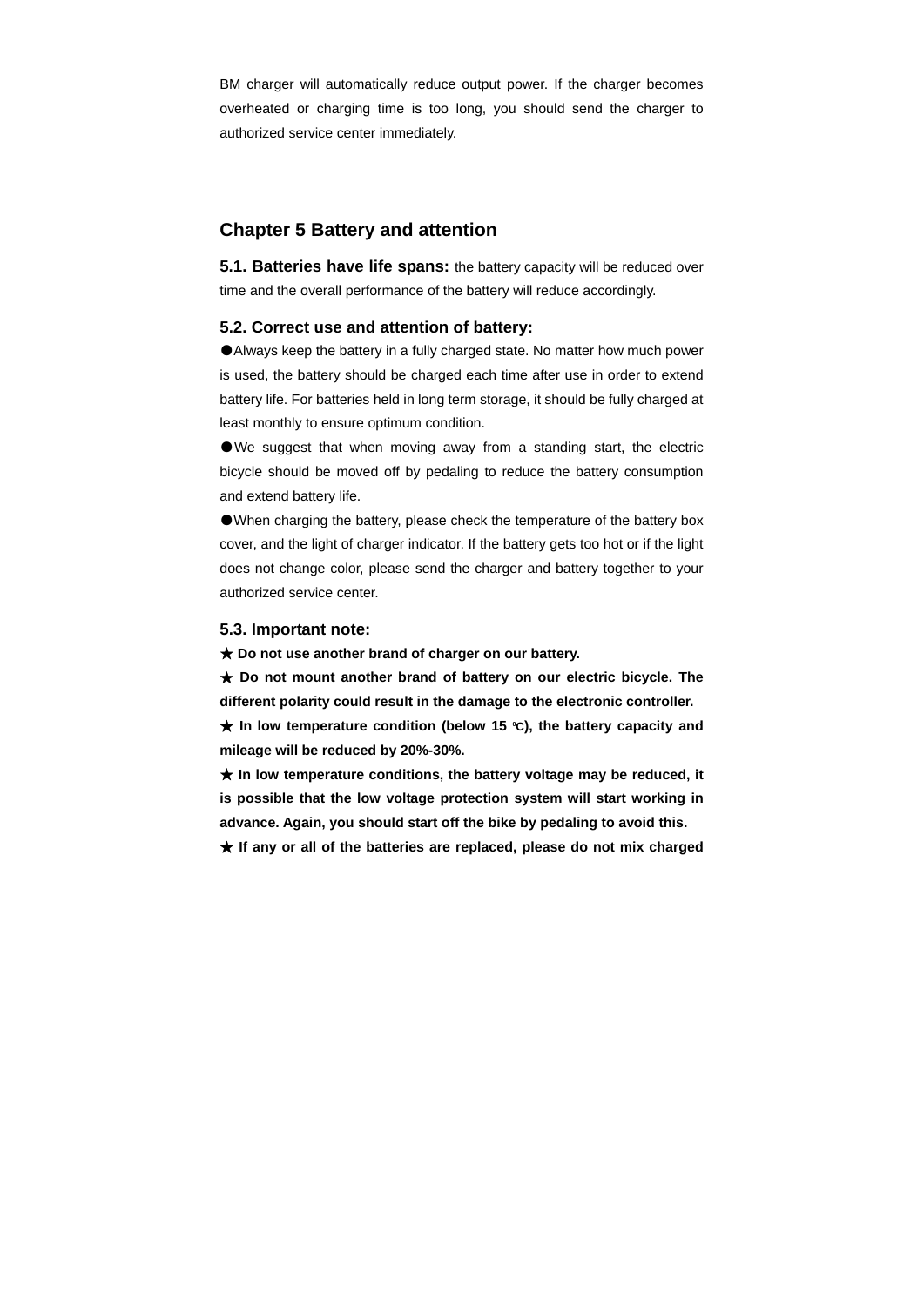BM charger will automatically reduce output power. If the charger becomes overheated or charging time is too long, you should send the charger to authorized service center immediately.

## Chapter 5 Battery and attention

**5.1. Batteries have life spans:** the battery capacity will be reduced over time and the overall performance of the battery will reduce accordingly.

### 5.2. Correct use and attention of battery:

●Always keep the battery in a fully charged state. No matter how much power is used, the battery should be charged each time after use in order to extend battery life. For batteries held in long term storage, it should be fully charged at least monthly to ensure optimum condition.

●We suggest that when moving away from a standing start, the electric bicycle should be moved off by pedaling to reduce the battery consumption and extend battery life.

●When charging the battery, please check the temperature of the battery box cover, and the light of charger indicator. If the battery gets too hot or if the light does not change color, please send the charger and battery together to your authorized service center.

### 5.3. Important note:

**★ Do not use another brand of charger on our battery.**

**★ Do not mount another brand of battery on our electric bicycle. The different polarity could result in the damage to the electronic controller.**

**★ In low temperature condition (below 15 ℃), the battery capacity and mileage will be reduced by 20%-30%.**

**★ In low temperature conditions, the battery voltage may be reduced, it is possible that the low voltage protection system will start working in advance. Again, you should start off the bike by pedaling to avoid this.**

**★ If any or all of the batteries are replaced, please do not mix charged**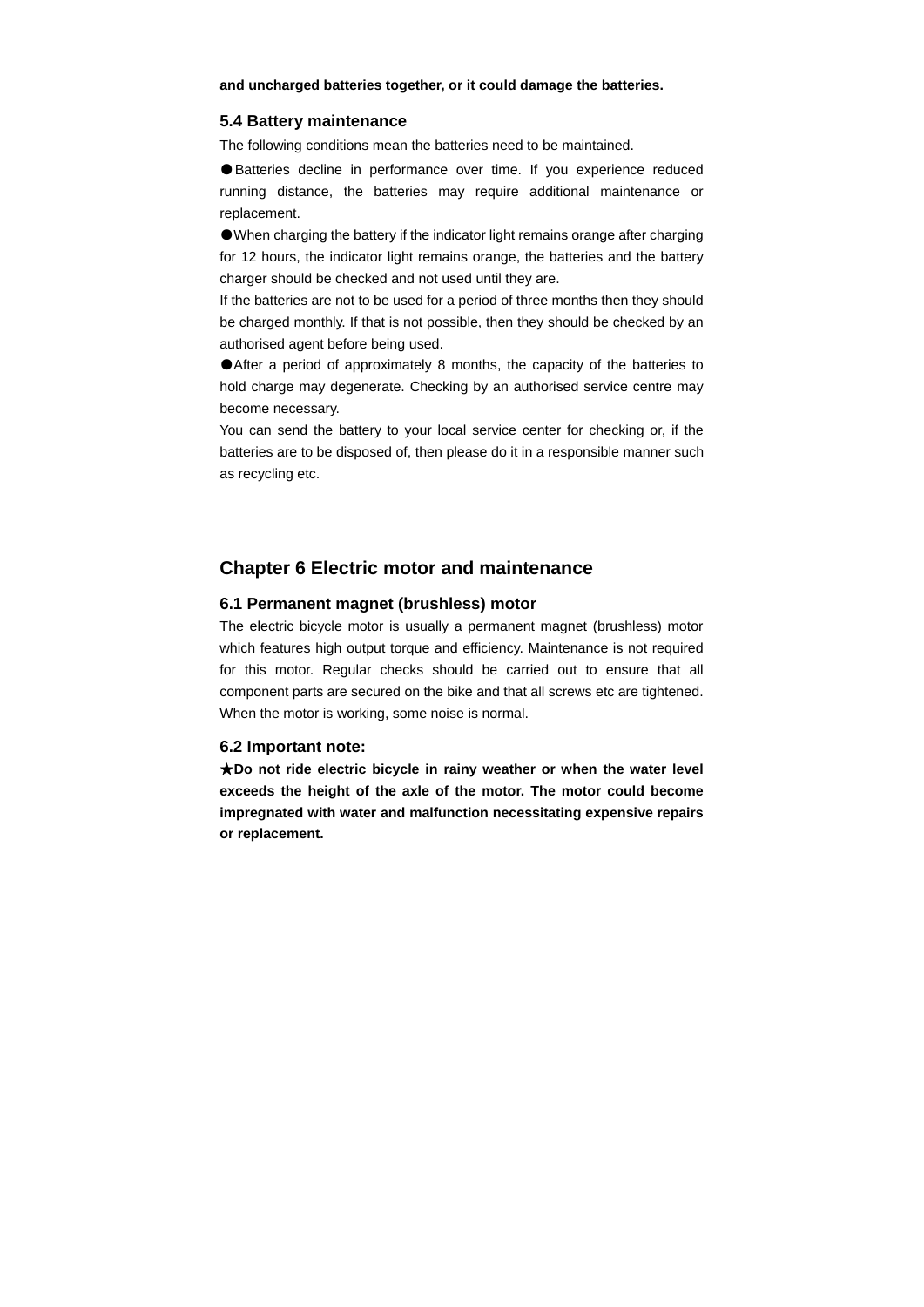**and uncharged batteries together, or it could damage the batteries.**

### 5.4 Battery maintenance

The following conditions mean the batteries need to be maintained.

●Batteries decline in performance over time. If you experience reduced running distance, the batteries may require additional maintenance or replacement.

●When charging the battery if the indicator light remains orange after charging for 12 hours, the indicator light remains orange, the batteries and the battery charger should be checked and not used until they are.

If the batteries are not to be used for a period of three months then they should be charged monthly. If that is not possible, then they should be checked by an authorised agent before being used.

●After a period of approximately 8 months, the capacity of the batteries to hold charge may degenerate. Checking by an authorised service centre may become necessary.

You can send the battery to your local service center for checking or, if the batteries are to be disposed of, then please do it in a responsible manner such as recycling etc.

## Chapter 6 Electric motor and maintenance

### 6.1 Permanent magnet (brushless) motor

The electric bicycle motor is usually a permanent magnet (brushless) motor which features high output torque and efficiency. Maintenance is not required for this motor. Regular checks should be carried out to ensure that all component parts are secured on the bike and that all screws etc are tightened. When the motor is working, some noise is normal.

### 6.2 Important note:

**★Do not ride electric bicycle in rainy weather or when the water level exceeds the height of the axle of the motor. The motor could become impregnated with water and malfunction necessitating expensive repairs or replacement.**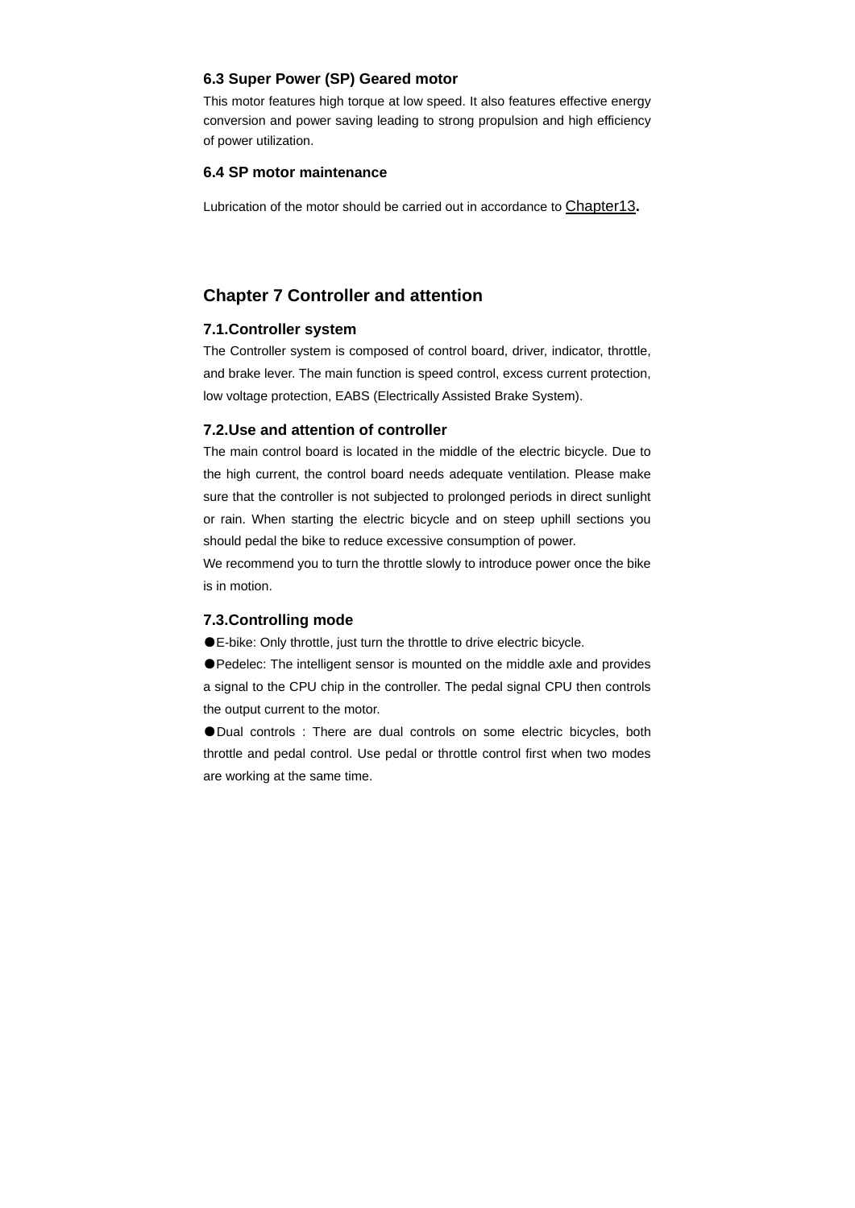### 6.3 Super Power (SP) Geared motor

This motor features high torque at low speed. It also features effective energy conversion and power saving leading to strong propulsion and high efficiency of power utilization.

### 6.4 SP motor maintenance

Lubrication of the motor should be carried out in accordance to Chapter13.

## Chapter 7 Controller and attention

### 7.1.Controller system

The Controller system is composed of control board, driver, indicator, throttle, and brake lever. The main function is speed control, excess current protection, low voltage protection, EABS (Electrically Assisted Brake System).

### 7.2.Use and attention of controller

The main control board is located in the middle of the electric bicycle. Due to the high current, the control board needs adequate ventilation. Please make sure that the controller is not subjected to prolonged periods in direct sunlight or rain. When starting the electric bicycle and on steep uphill sections you should pedal the bike to reduce excessive consumption of power.

We recommend you to turn the throttle slowly to introduce power once the bike is in motion.

### 7.3.Controlling mode

●E-bike: Only throttle, just turn the throttle to drive electric bicycle.

●Pedelec: The intelligent sensor is mounted on the middle axle and provides a signal to the CPU chip in the controller. The pedal signal CPU then controls the output current to the motor.

●Dual controls : There are dual controls on some electric bicycles, both throttle and pedal control. Use pedal or throttle control first when two modes are working at the same time.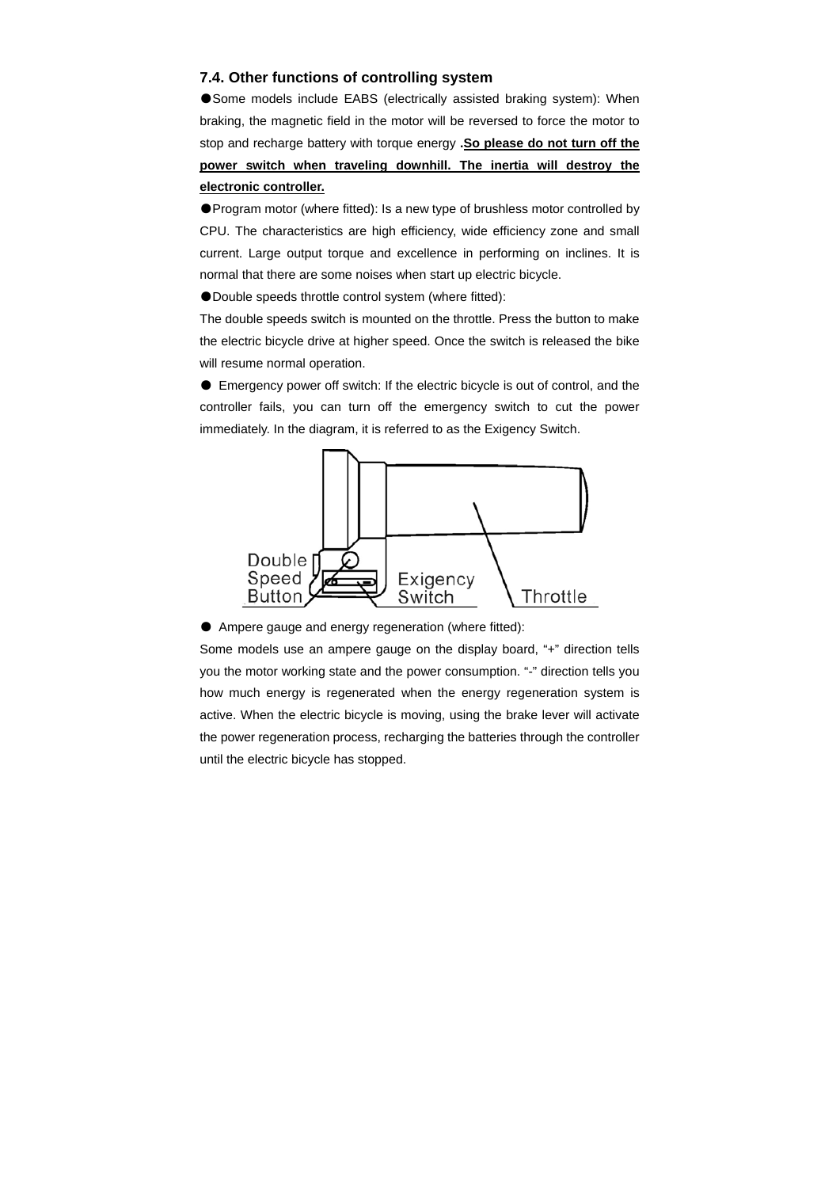### 7.4. Other functions of controlling system

●Some models include EABS (electrically assisted braking system): When braking, the magnetic field in the motor will be reversed to force the motor to stop and recharge battery with torque energy **.<u>So please do not turn off the power switch when traveling downhill. The inertia will destroy the electronic controller.</u>**

●Program motor (where fitted): Is a new type of brushless motor controlled by CPU. The characteristics are high efficiency, wide efficiency zone and small current. Large output torque and excellence in performing on inclines. It is normal that there are some noises when start up electric bicycle.

●Double speeds throttle control system (where fitted):

The double speeds switch is mounted on the throttle. Press the button to make the electric bicycle drive at higher speed. Once the switch is released the bike will resume normal operation.

● Emergency power off switch: If the electric bicycle is out of control, and the controller fails, you can turn off the emergency switch to cut the power immediately. In the diagram, it is referred to as the Exigency Switch.

Double Speed Button    Exigency Switch    Throttle

● Ampere gauge and energy regeneration (where fitted):

Some models use an ampere gauge on the display board, "+" direction tells you the motor working state and the power consumption. "-" direction tells you how much energy is regenerated when the energy regeneration system is active. When the electric bicycle is moving, using the brake lever will activate the power regeneration process, recharging the batteries through the controller until the electric bicycle has stopped.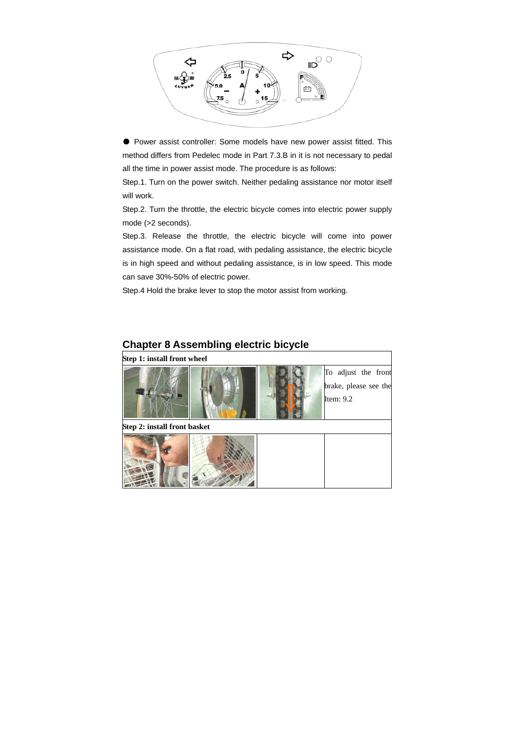● Power assist controller: Some models have new power assist fitted. This method differs from Pedelec mode in Part 7.3.B in it is not necessary to pedal all the time in power assist mode. The procedure is as follows:

Step.1. Turn on the power switch. Neither pedaling assistance nor motor itself will work.

Step.2. Turn the throttle, the electric bicycle comes into electric power supply mode (>2 seconds).

Step.3. Release the throttle, the electric bicycle will come into power assistance mode. On a flat road, with pedaling assistance, the electric bicycle is in high speed and without pedaling assistance, is in low speed. This mode can save 30%-50% of electric power.

Step.4 Hold the brake lever to stop the motor assist from working.

## Chapter 8 Assembling electric bicycle

| **Step 1: install front wheel** | | | |
|---|---|---|---|
| | | | To adjust the front brake, please see the Item: 9.2 |
| **Step 2: install front basket** | | | |
| | | | |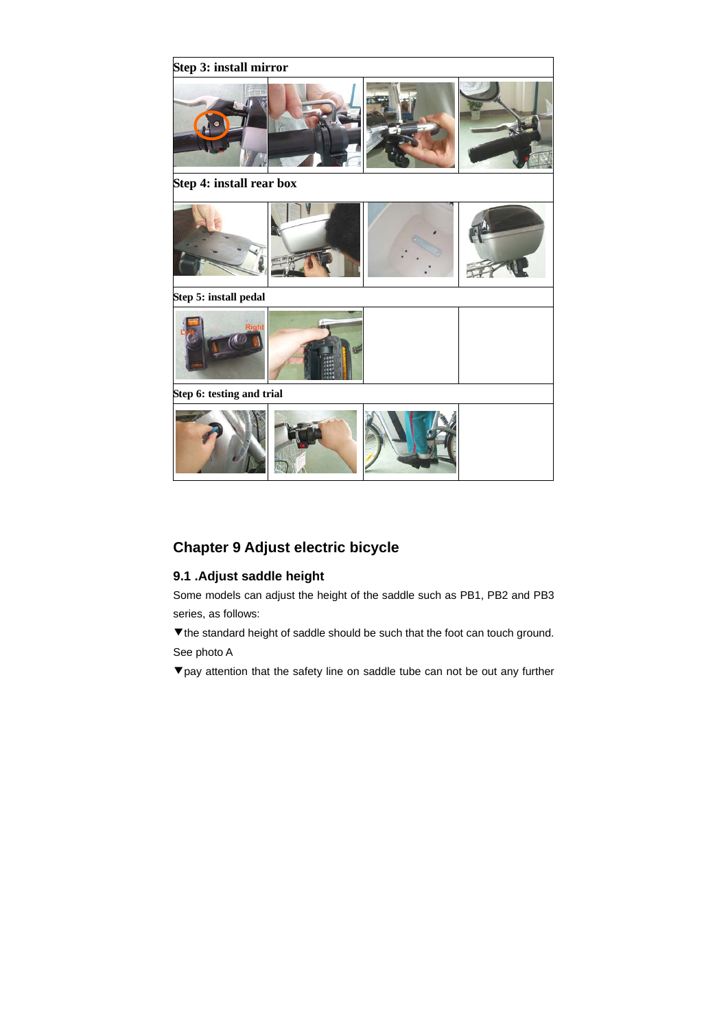**Step 3: install mirror**

**Step 4: install rear box**

**Step 5: install pedal**

**Step 6: testing and trial**

## Chapter 9 Adjust electric bicycle

### 9.1 .Adjust saddle height

Some models can adjust the height of the saddle such as PB1, PB2 and PB3 series, as follows:

▼the standard height of saddle should be such that the foot can touch ground. See photo A

▼pay attention that the safety line on saddle tube can not be out any further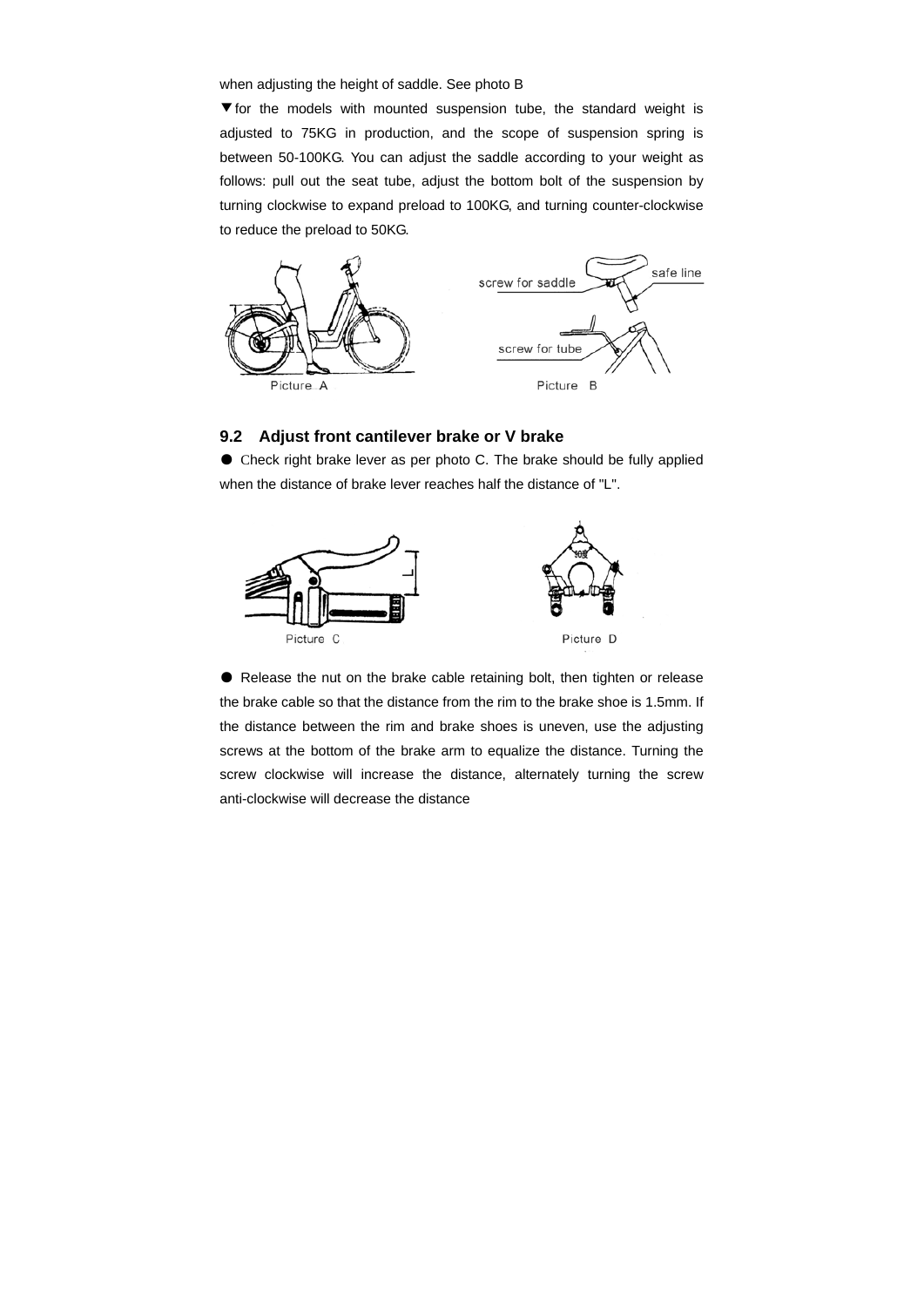when adjusting the height of saddle. See photo B

▼for the models with mounted suspension tube, the standard weight is adjusted to 75KG in production, and the scope of suspension spring is between 50-100KG. You can adjust the saddle according to your weight as follows: pull out the seat tube, adjust the bottom bolt of the suspension by turning clockwise to expand preload to 100KG, and turning counter-clockwise to reduce the preload to 50KG.

Picture A

screw for saddle

safe line

screw for tube

Picture B

## 9.2 Adjust front cantilever brake or V brake

● Check right brake lever as per photo C. The brake should be fully applied when the distance of brake lever reaches half the distance of "L".

Picture C

Picture D

● Release the nut on the brake cable retaining bolt, then tighten or release the brake cable so that the distance from the rim to the brake shoe is 1.5mm. If the distance between the rim and brake shoes is uneven, use the adjusting screws at the bottom of the brake arm to equalize the distance. Turning the screw clockwise will increase the distance, alternately turning the screw anti-clockwise will decrease the distance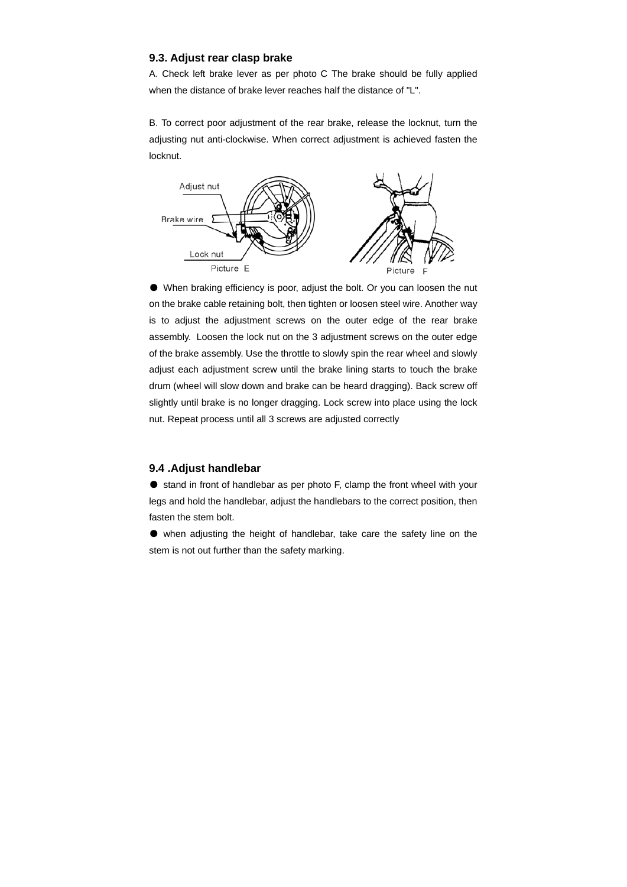### 9.3. Adjust rear clasp brake

A. Check left brake lever as per photo C The brake should be fully applied when the distance of brake lever reaches half the distance of "L".

B. To correct poor adjustment of the rear brake, release the locknut, turn the adjusting nut anti-clockwise. When correct adjustment is achieved fasten the locknut.

Adjust nut

Brake wire

Lock nut

Picture E

Picture F

- When braking efficiency is poor, adjust the bolt. Or you can loosen the nut on the brake cable retaining bolt, then tighten or loosen steel wire. Another way is to adjust the adjustment screws on the outer edge of the rear brake assembly. Loosen the lock nut on the 3 adjustment screws on the outer edge of the brake assembly. Use the throttle to slowly spin the rear wheel and slowly adjust each adjustment screw until the brake lining starts to touch the brake drum (wheel will slow down and brake can be heard dragging). Back screw off slightly until brake is no longer dragging. Lock screw into place using the lock nut. Repeat process until all 3 screws are adjusted correctly

### 9.4 .Adjust handlebar

- stand in front of handlebar as per photo F, clamp the front wheel with your legs and hold the handlebar, adjust the handlebars to the correct position, then fasten the stem bolt.
- when adjusting the height of handlebar, take care the safety line on the stem is not out further than the safety marking.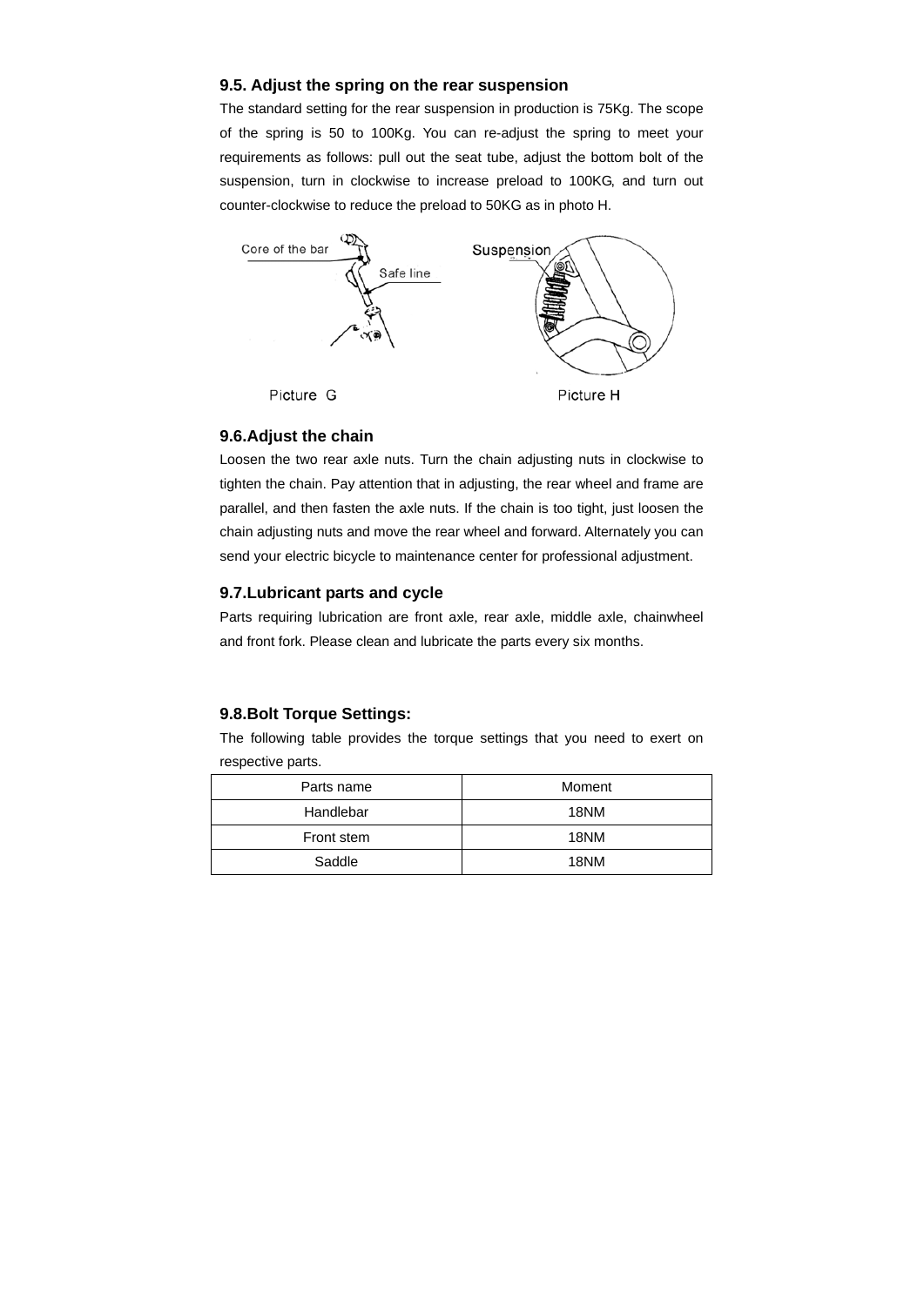### 9.5. Adjust the spring on the rear suspension

The standard setting for the rear suspension in production is 75Kg. The scope of the spring is 50 to 100Kg. You can re-adjust the spring to meet your requirements as follows: pull out the seat tube, adjust the bottom bolt of the suspension, turn in clockwise to increase preload to 100KG, and turn out counter-clockwise to reduce the preload to 50KG as in photo H.

Core of the bar

Safe line

Suspension

Picture G

Picture H

### 9.6.Adjust the chain

Loosen the two rear axle nuts. Turn the chain adjusting nuts in clockwise to tighten the chain. Pay attention that in adjusting, the rear wheel and frame are parallel, and then fasten the axle nuts. If the chain is too tight, just loosen the chain adjusting nuts and move the rear wheel and forward. Alternately you can send your electric bicycle to maintenance center for professional adjustment.

### 9.7.Lubricant parts and cycle

Parts requiring lubrication are front axle, rear axle, middle axle, chainwheel and front fork. Please clean and lubricate the parts every six months.

### 9.8.Bolt Torque Settings:

The following table provides the torque settings that you need to exert on respective parts.

| Parts name | Moment |
| --- | --- |
| Handlebar | 18NM |
| Front stem | 18NM |
| Saddle | 18NM |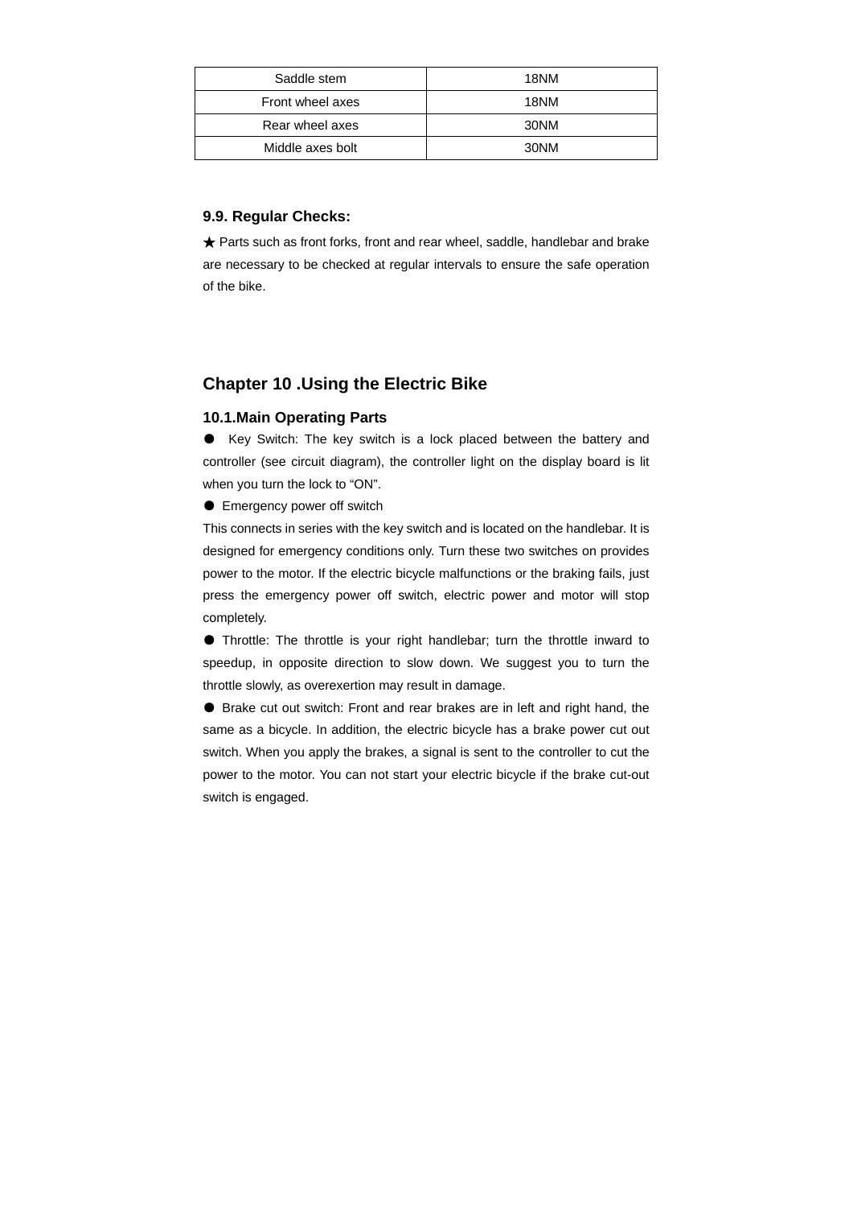| Saddle stem | 18NM |
|---|---|
| Front wheel axes | 18NM |
| Rear wheel axes | 30NM |
| Middle axes bolt | 30NM |

### 9.9. Regular Checks:

★ Parts such as front forks, front and rear wheel, saddle, handlebar and brake are necessary to be checked at regular intervals to ensure the safe operation of the bike.

## Chapter 10 .Using the Electric Bike

### 10.1.Main Operating Parts

● Key Switch: The key switch is a lock placed between the battery and controller (see circuit diagram), the controller light on the display board is lit when you turn the lock to “ON”.

● Emergency power off switch

This connects in series with the key switch and is located on the handlebar. It is designed for emergency conditions only. Turn these two switches on provides power to the motor. If the electric bicycle malfunctions or the braking fails, just press the emergency power off switch, electric power and motor will stop completely.

● Throttle: The throttle is your right handlebar; turn the throttle inward to speedup, in opposite direction to slow down. We suggest you to turn the throttle slowly, as overexertion may result in damage.

● Brake cut out switch: Front and rear brakes are in left and right hand, the same as a bicycle. In addition, the electric bicycle has a brake power cut out switch. When you apply the brakes, a signal is sent to the controller to cut the power to the motor. You can not start your electric bicycle if the brake cut-out switch is engaged.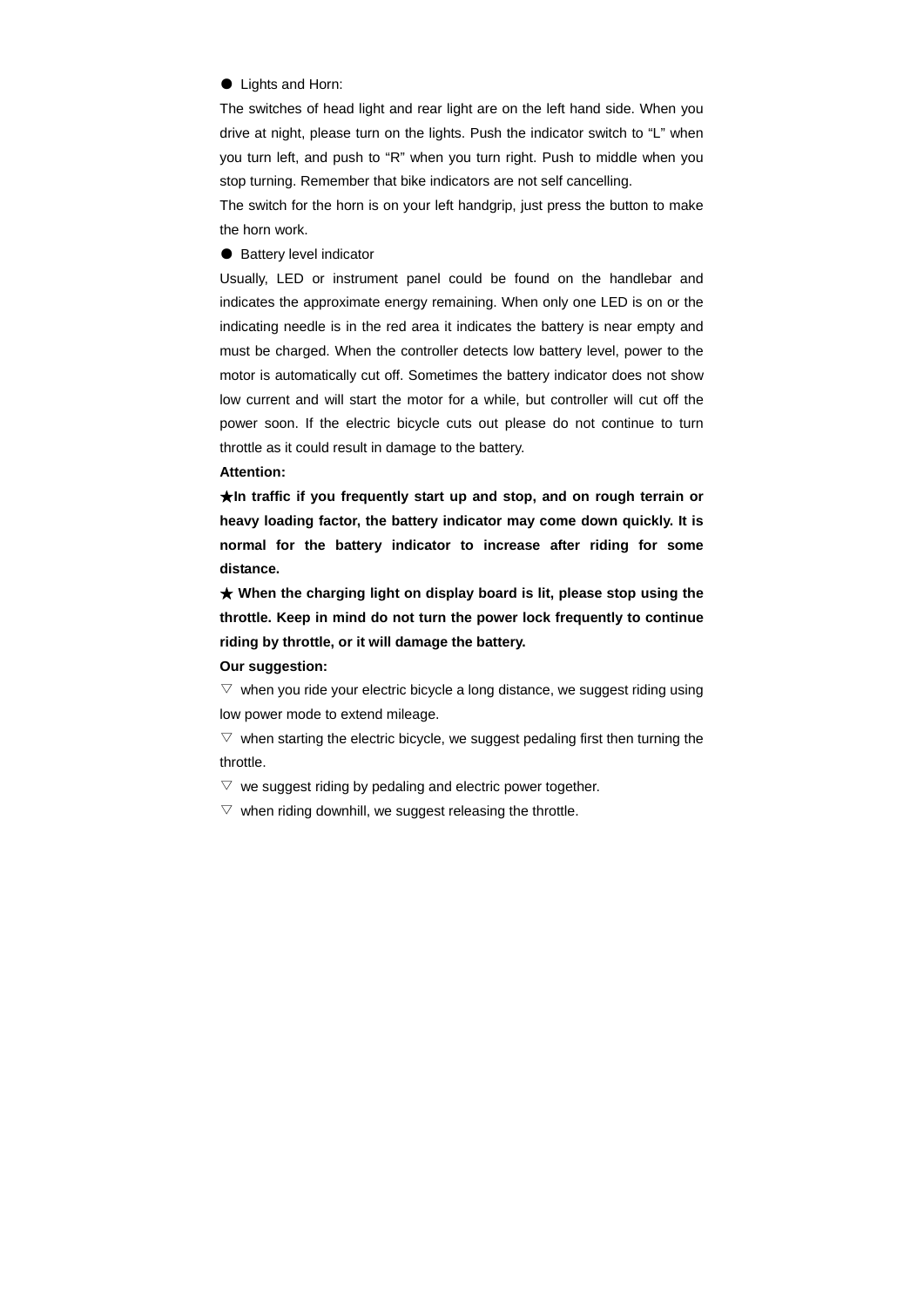● Lights and Horn:

The switches of head light and rear light are on the left hand side. When you drive at night, please turn on the lights. Push the indicator switch to “L” when you turn left, and push to “R” when you turn right. Push to middle when you stop turning. Remember that bike indicators are not self cancelling.

The switch for the horn is on your left handgrip, just press the button to make the horn work.

● Battery level indicator

Usually, LED or instrument panel could be found on the handlebar and indicates the approximate energy remaining. When only one LED is on or the indicating needle is in the red area it indicates the battery is near empty and must be charged. When the controller detects low battery level, power to the motor is automatically cut off. Sometimes the battery indicator does not show low current and will start the motor for a while, but controller will cut off the power soon. If the electric bicycle cuts out please do not continue to turn throttle as it could result in damage to the battery.

**Attention:**

**★In traffic if you frequently start up and stop, and on rough terrain or heavy loading factor, the battery indicator may come down quickly. It is normal for the battery indicator to increase after riding for some distance.**

**★ When the charging light on display board is lit, please stop using the throttle. Keep in mind do not turn the power lock frequently to continue riding by throttle, or it will damage the battery.**

**Our suggestion:**

▽ when you ride your electric bicycle a long distance, we suggest riding using low power mode to extend mileage.

▽ when starting the electric bicycle, we suggest pedaling first then turning the throttle.

▽ we suggest riding by pedaling and electric power together.

▽ when riding downhill, we suggest releasing the throttle.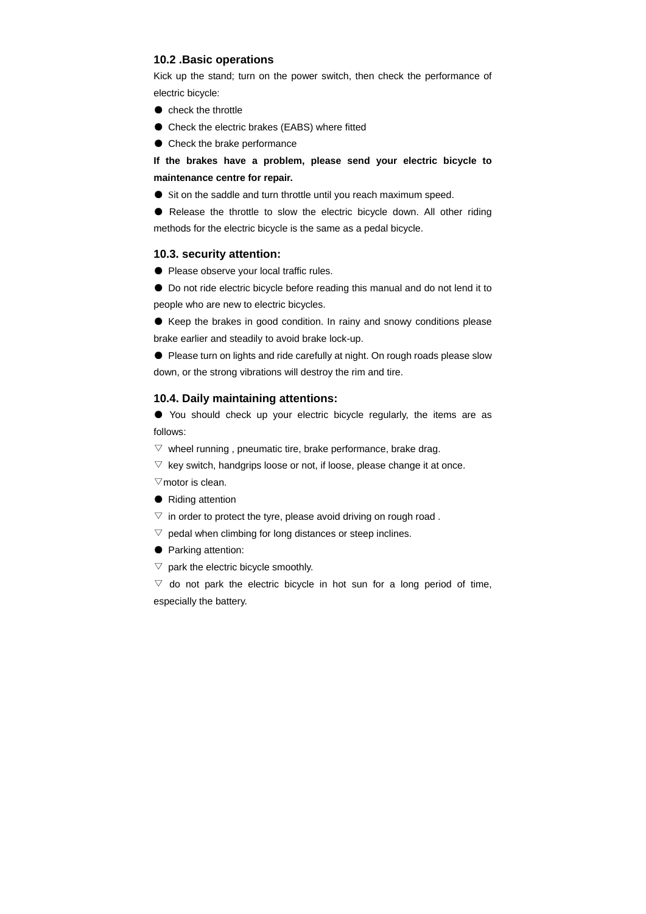### 10.2 .Basic operations

Kick up the stand; turn on the power switch, then check the performance of electric bicycle:

- check the throttle
- Check the electric brakes (EABS) where fitted
- Check the brake performance

**If the brakes have a problem, please send your electric bicycle to maintenance centre for repair.**

- Sit on the saddle and turn throttle until you reach maximum speed.
- Release the throttle to slow the electric bicycle down. All other riding methods for the electric bicycle is the same as a pedal bicycle.

### 10.3. security attention:

- Please observe your local traffic rules.
- Do not ride electric bicycle before reading this manual and do not lend it to people who are new to electric bicycles.
- Keep the brakes in good condition. In rainy and snowy conditions please brake earlier and steadily to avoid brake lock-up.
- Please turn on lights and ride carefully at night. On rough roads please slow down, or the strong vibrations will destroy the rim and tire.

### 10.4. Daily maintaining attentions:

- You should check up your electric bicycle regularly, the items are as follows:

▽ wheel running , pneumatic tire, brake performance, brake drag.

▽ key switch, handgrips loose or not, if loose, please change it at once.

▽motor is clean.

- Riding attention

▽ in order to protect the tyre, please avoid driving on rough road .

▽ pedal when climbing for long distances or steep inclines.

- Parking attention:

▽ park the electric bicycle smoothly.

▽ do not park the electric bicycle in hot sun for a long period of time, especially the battery.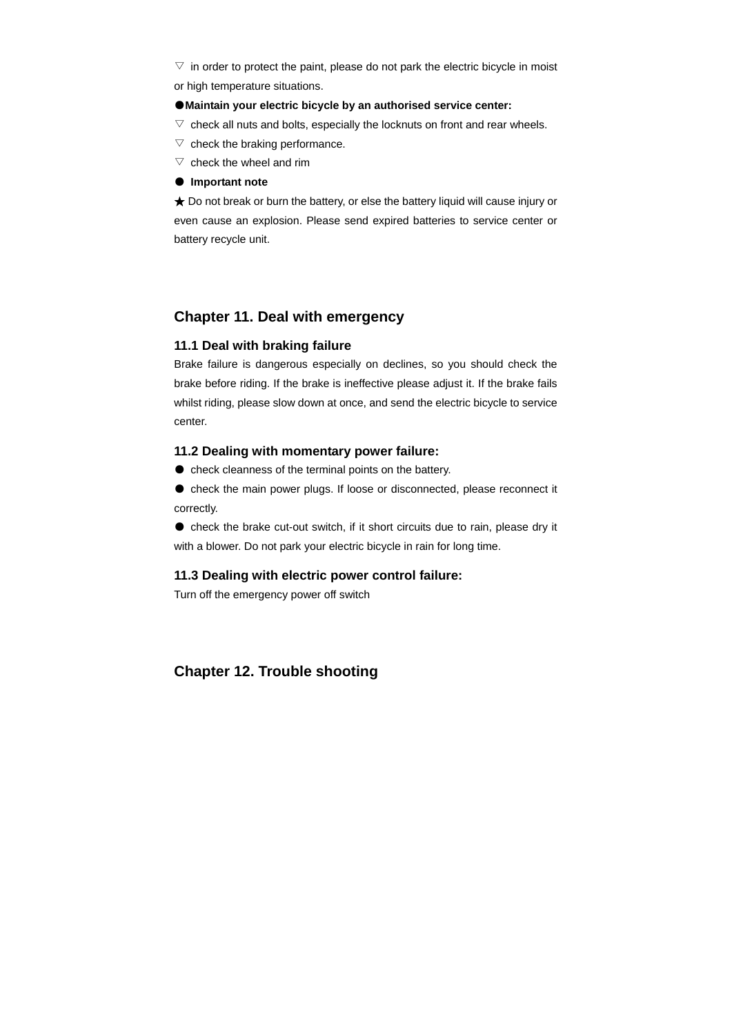▽ in order to protect the paint, please do not park the electric bicycle in moist or high temperature situations.

●**Maintain your electric bicycle by an authorised service center:**

▽ check all nuts and bolts, especially the locknuts on front and rear wheels.

▽ check the braking performance.

▽ check the wheel and rim

● **Important note**

★ Do not break or burn the battery, or else the battery liquid will cause injury or even cause an explosion. Please send expired batteries to service center or battery recycle unit.

## Chapter 11. Deal with emergency

### 11.1 Deal with braking failure

Brake failure is dangerous especially on declines, so you should check the brake before riding. If the brake is ineffective please adjust it. If the brake fails whilst riding, please slow down at once, and send the electric bicycle to service center.

### 11.2 Dealing with momentary power failure:

● check cleanness of the terminal points on the battery.

● check the main power plugs. If loose or disconnected, please reconnect it correctly.

● check the brake cut-out switch, if it short circuits due to rain, please dry it with a blower. Do not park your electric bicycle in rain for long time.

### 11.3 Dealing with electric power control failure:

Turn off the emergency power off switch

## Chapter 12. Trouble shooting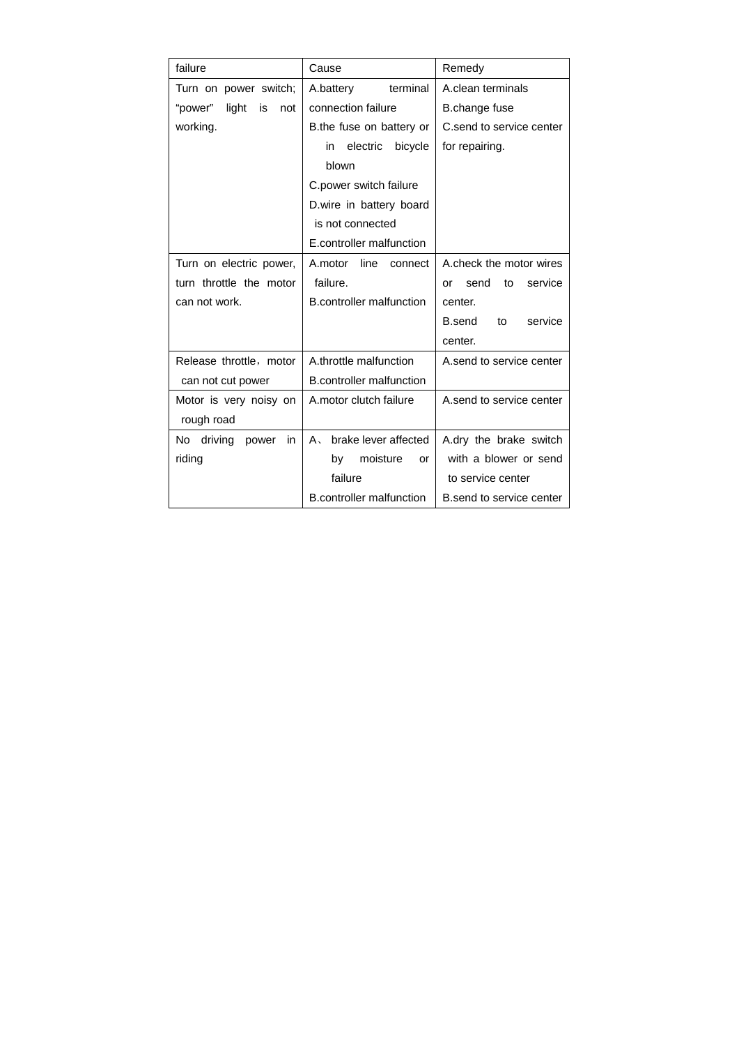| failure | Cause | Remedy |
|---|---|---|
| Turn on power switch; "power" light is not working. | A.battery terminal connection failure<br>B.the fuse on battery or in electric bicycle blown<br>C.power switch failure<br>D.wire in battery board is not connected<br>E.controller malfunction | A.clean terminals<br>B.change fuse<br>C.send to service center for repairing. |
| Turn on electric power, turn throttle the motor can not work. | A.motor line connect failure.<br>B.controller malfunction | A.check the motor wires or send to service center.<br>B.send to service center. |
| Release throttle，motor can not cut power | A.throttle malfunction<br>B.controller malfunction | A.send to service center |
| Motor is very noisy on rough road | A.motor clutch failure | A.send to service center |
| No driving power in riding | A、 brake lever affected by moisture or failure<br>B.controller malfunction | A.dry the brake switch with a blower or send to service center<br>B.send to service center |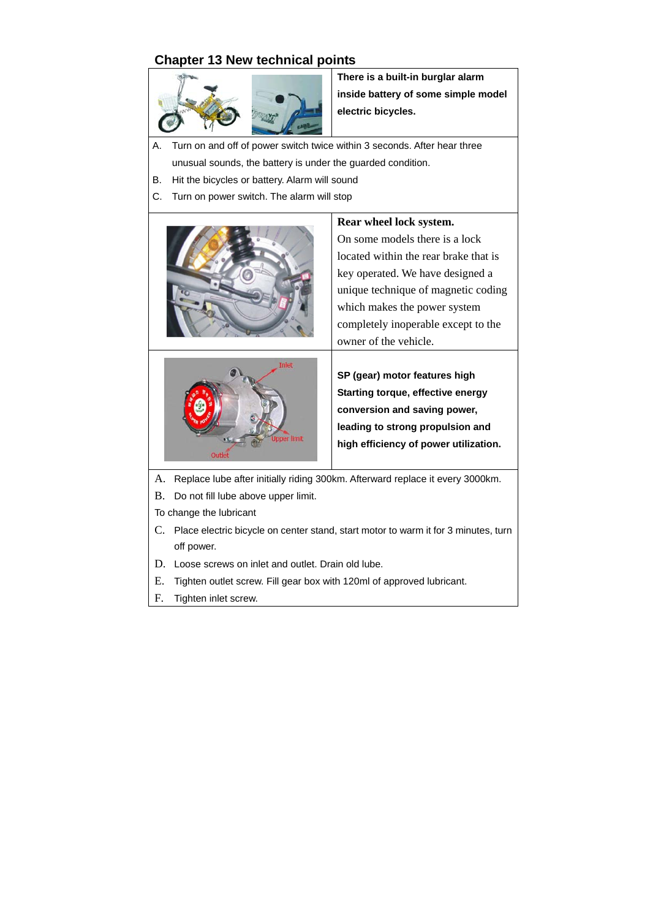## Chapter 13 New technical points

**There is a built-in burglar alarm inside battery of some simple model electric bicycles.**

A. Turn on and off of power switch twice within 3 seconds. After hear three unusual sounds, the battery is under the guarded condition.

B. Hit the bicycles or battery. Alarm will sound

C. Turn on power switch. The alarm will stop

**Rear wheel lock system.**

On some models there is a lock located within the rear brake that is key operated. We have designed a unique technique of magnetic coding which makes the power system completely inoperable except to the owner of the vehicle.

**SP (gear) motor features high Starting torque, effective energy conversion and saving power, leading to strong propulsion and high efficiency of power utilization.**

A. Replace lube after initially riding 300km. Afterward replace it every 3000km.

B. Do not fill lube above upper limit.

To change the lubricant

C. Place electric bicycle on center stand, start motor to warm it for 3 minutes, turn off power.

D. Loose screws on inlet and outlet. Drain old lube.

E. Tighten outlet screw. Fill gear box with 120ml of approved lubricant.

F. Tighten inlet screw.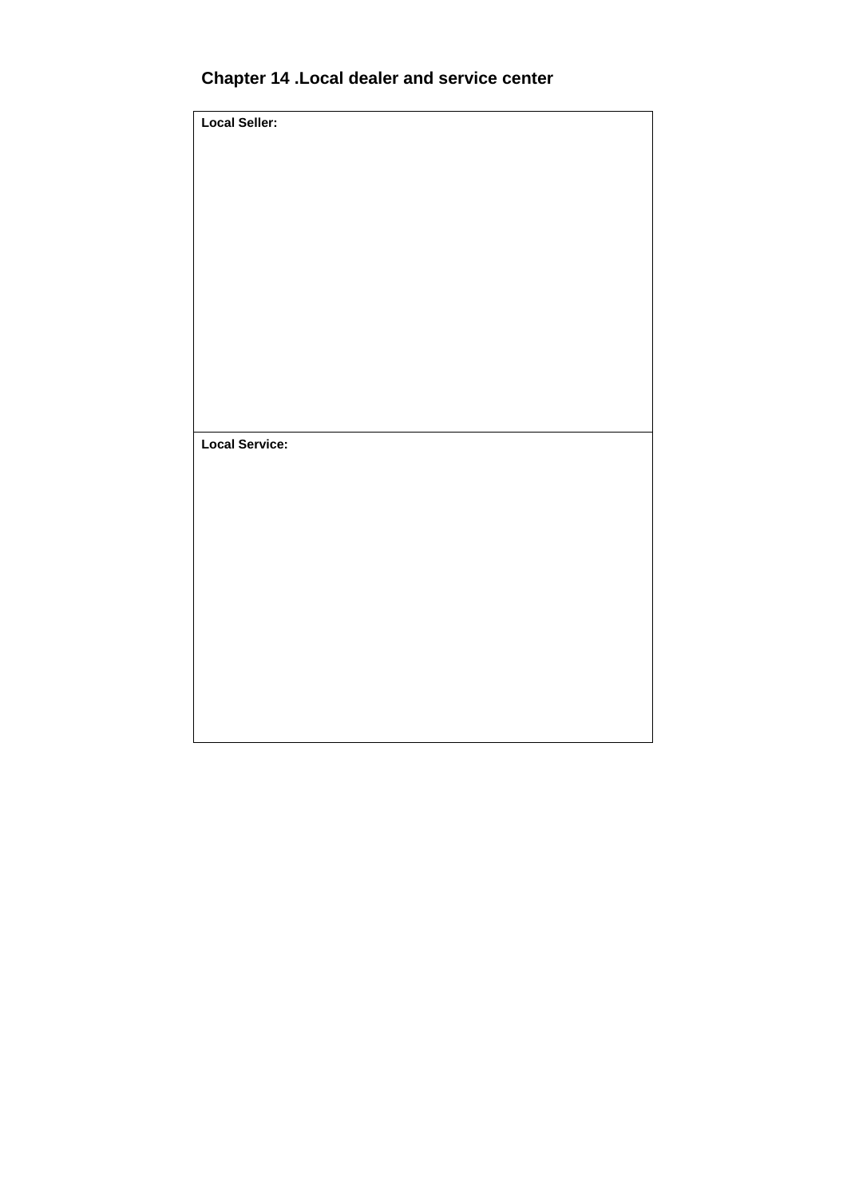## Chapter 14 .Local dealer and service center

| |
|---|
| **Local Seller:** |
| **Local Service:** |